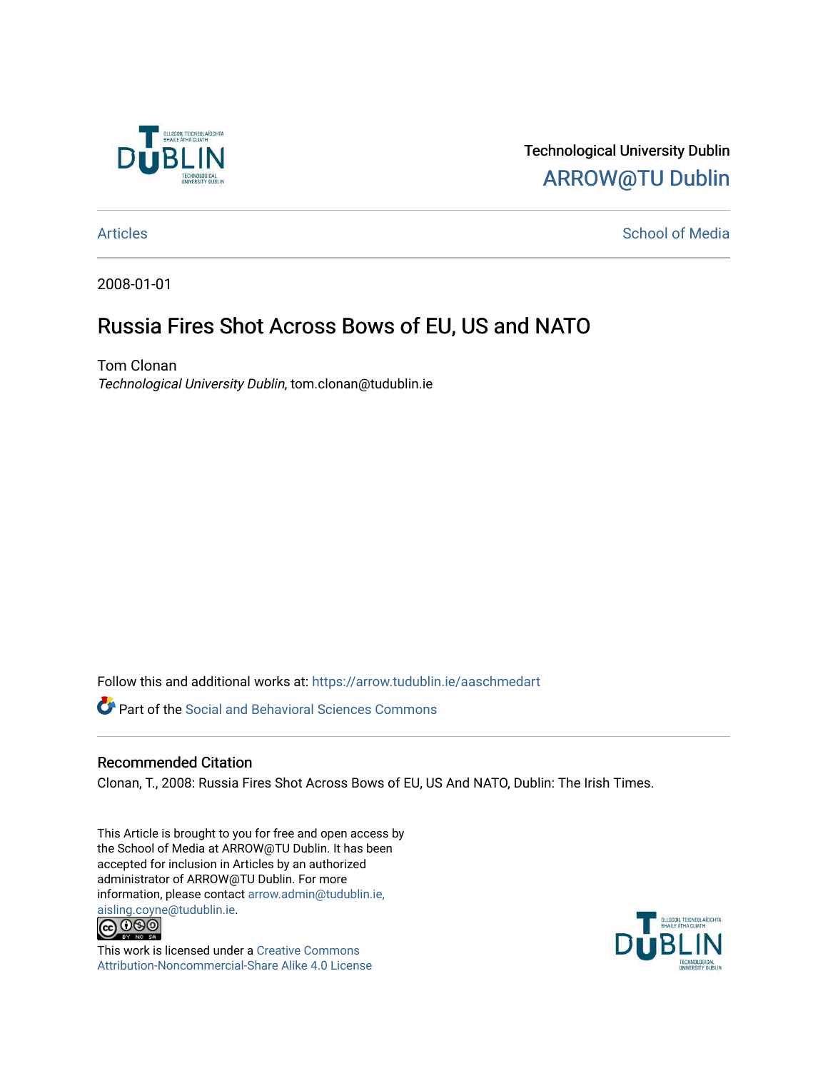Technological University Dublin

ARROW@TU Dublin

Articles | School of Media

2008-01-01

# Russia Fires Shot Across Bows of EU, US and NATO

Tom Clonan

*Technological University Dublin*, tom.clonan@tudublin.ie

Follow this and additional works at: https://arrow.tudublin.ie/aaschmedart

Part of the Social and Behavioral Sciences Commons

## Recommended Citation

Clonan, T., 2008: Russia Fires Shot Across Bows of EU, US And NATO, Dublin: The Irish Times.

This Article is brought to you for free and open access by the School of Media at ARROW@TU Dublin. It has been accepted for inclusion in Articles by an authorized administrator of ARROW@TU Dublin. For more information, please contact arrow.admin@tudublin.ie, aisling.coyne@tudublin.ie.

This work is licensed under a Creative Commons Attribution-Noncommercial-Share Alike 4.0 License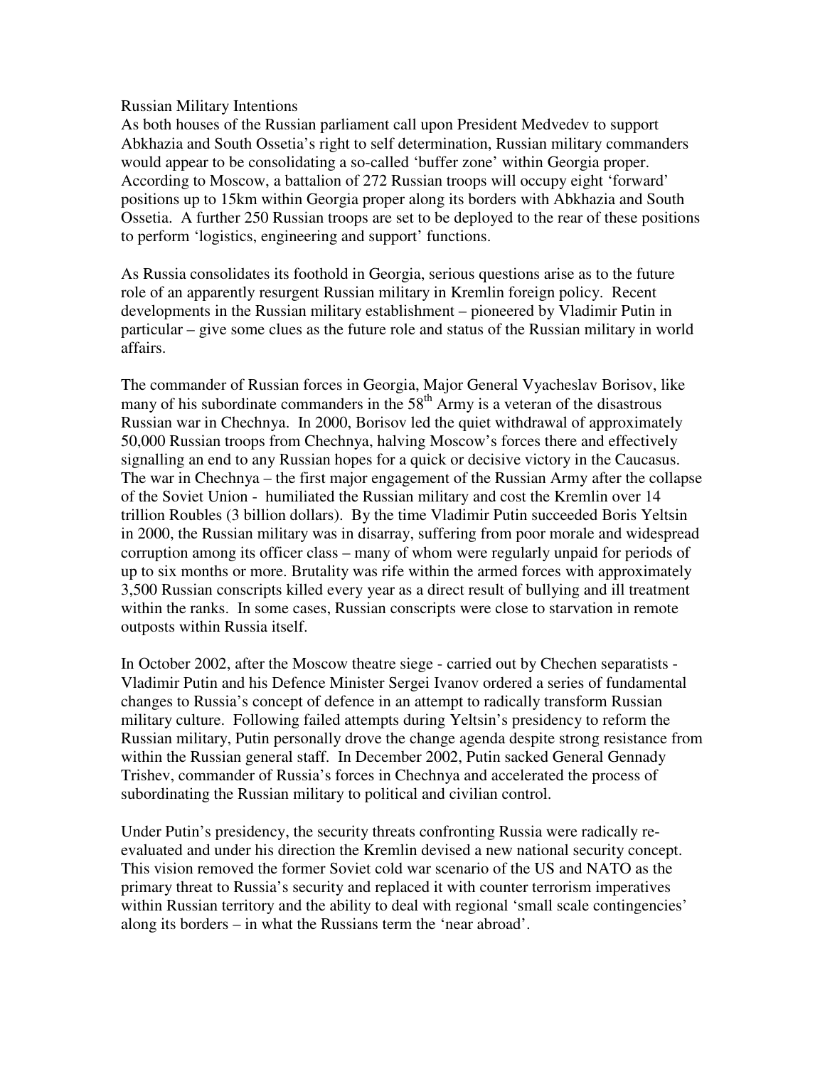# Russian Military Intentions

As both houses of the Russian parliament call upon President Medvedev to support Abkhazia and South Ossetia's right to self determination, Russian military commanders would appear to be consolidating a so-called 'buffer zone' within Georgia proper. According to Moscow, a battalion of 272 Russian troops will occupy eight 'forward' positions up to 15km within Georgia proper along its borders with Abkhazia and South Ossetia. A further 250 Russian troops are set to be deployed to the rear of these positions to perform 'logistics, engineering and support' functions.

As Russia consolidates its foothold in Georgia, serious questions arise as to the future role of an apparently resurgent Russian military in Kremlin foreign policy. Recent developments in the Russian military establishment – pioneered by Vladimir Putin in particular – give some clues as the future role and status of the Russian military in world affairs.

The commander of Russian forces in Georgia, Major General Vyacheslav Borisov, like many of his subordinate commanders in the 58th Army is a veteran of the disastrous Russian war in Chechnya. In 2000, Borisov led the quiet withdrawal of approximately 50,000 Russian troops from Chechnya, halving Moscow's forces there and effectively signalling an end to any Russian hopes for a quick or decisive victory in the Caucasus. The war in Chechnya – the first major engagement of the Russian Army after the collapse of the Soviet Union - humiliated the Russian military and cost the Kremlin over 14 trillion Roubles (3 billion dollars). By the time Vladimir Putin succeeded Boris Yeltsin in 2000, the Russian military was in disarray, suffering from poor morale and widespread corruption among its officer class – many of whom were regularly unpaid for periods of up to six months or more. Brutality was rife within the armed forces with approximately 3,500 Russian conscripts killed every year as a direct result of bullying and ill treatment within the ranks. In some cases, Russian conscripts were close to starvation in remote outposts within Russia itself.

In October 2002, after the Moscow theatre siege - carried out by Chechen separatists - Vladimir Putin and his Defence Minister Sergei Ivanov ordered a series of fundamental changes to Russia's concept of defence in an attempt to radically transform Russian military culture. Following failed attempts during Yeltsin's presidency to reform the Russian military, Putin personally drove the change agenda despite strong resistance from within the Russian general staff. In December 2002, Putin sacked General Gennady Trishev, commander of Russia's forces in Chechnya and accelerated the process of subordinating the Russian military to political and civilian control.

Under Putin's presidency, the security threats confronting Russia were radically re-evaluated and under his direction the Kremlin devised a new national security concept. This vision removed the former Soviet cold war scenario of the US and NATO as the primary threat to Russia's security and replaced it with counter terrorism imperatives within Russian territory and the ability to deal with regional 'small scale contingencies' along its borders – in what the Russians term the 'near abroad'.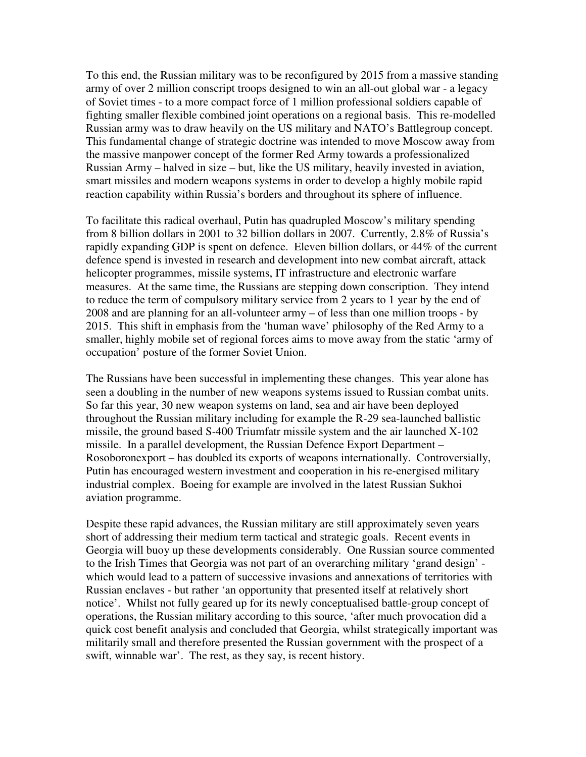To this end, the Russian military was to be reconfigured by 2015 from a massive standing army of over 2 million conscript troops designed to win an all-out global war - a legacy of Soviet times - to a more compact force of 1 million professional soldiers capable of fighting smaller flexible combined joint operations on a regional basis. This re-modelled Russian army was to draw heavily on the US military and NATO's Battlegroup concept. This fundamental change of strategic doctrine was intended to move Moscow away from the massive manpower concept of the former Red Army towards a professionalized Russian Army – halved in size – but, like the US military, heavily invested in aviation, smart missiles and modern weapons systems in order to develop a highly mobile rapid reaction capability within Russia's borders and throughout its sphere of influence.

To facilitate this radical overhaul, Putin has quadrupled Moscow's military spending from 8 billion dollars in 2001 to 32 billion dollars in 2007. Currently, 2.8% of Russia's rapidly expanding GDP is spent on defence. Eleven billion dollars, or 44% of the current defence spend is invested in research and development into new combat aircraft, attack helicopter programmes, missile systems, IT infrastructure and electronic warfare measures. At the same time, the Russians are stepping down conscription. They intend to reduce the term of compulsory military service from 2 years to 1 year by the end of 2008 and are planning for an all-volunteer army – of less than one million troops - by 2015. This shift in emphasis from the 'human wave' philosophy of the Red Army to a smaller, highly mobile set of regional forces aims to move away from the static 'army of occupation' posture of the former Soviet Union.

The Russians have been successful in implementing these changes. This year alone has seen a doubling in the number of new weapons systems issued to Russian combat units. So far this year, 30 new weapon systems on land, sea and air have been deployed throughout the Russian military including for example the R-29 sea-launched ballistic missile, the ground based S-400 Triumfatr missile system and the air launched X-102 missile. In a parallel development, the Russian Defence Export Department – Rosoboronexport – has doubled its exports of weapons internationally. Controversially, Putin has encouraged western investment and cooperation in his re-energised military industrial complex. Boeing for example are involved in the latest Russian Sukhoi aviation programme.

Despite these rapid advances, the Russian military are still approximately seven years short of addressing their medium term tactical and strategic goals. Recent events in Georgia will buoy up these developments considerably. One Russian source commented to the Irish Times that Georgia was not part of an overarching military 'grand design' - which would lead to a pattern of successive invasions and annexations of territories with Russian enclaves - but rather 'an opportunity that presented itself at relatively short notice'. Whilst not fully geared up for its newly conceptualised battle-group concept of operations, the Russian military according to this source, 'after much provocation did a quick cost benefit analysis and concluded that Georgia, whilst strategically important was militarily small and therefore presented the Russian government with the prospect of a swift, winnable war'. The rest, as they say, is recent history.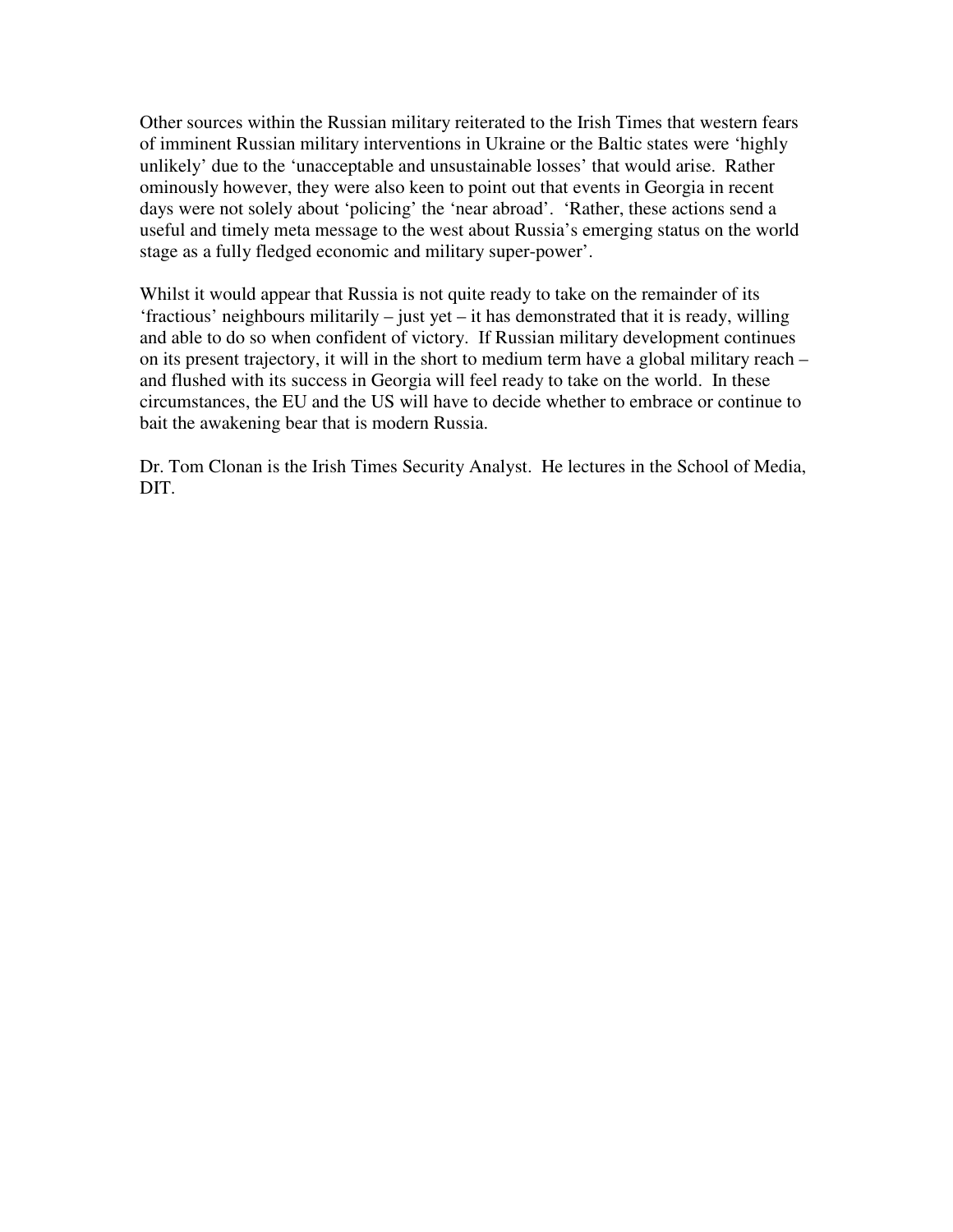Other sources within the Russian military reiterated to the Irish Times that western fears of imminent Russian military interventions in Ukraine or the Baltic states were 'highly unlikely' due to the 'unacceptable and unsustainable losses' that would arise. Rather ominously however, they were also keen to point out that events in Georgia in recent days were not solely about 'policing' the 'near abroad'. 'Rather, these actions send a useful and timely meta message to the west about Russia's emerging status on the world stage as a fully fledged economic and military super-power'.

Whilst it would appear that Russia is not quite ready to take on the remainder of its 'fractious' neighbours militarily – just yet – it has demonstrated that it is ready, willing and able to do so when confident of victory. If Russian military development continues on its present trajectory, it will in the short to medium term have a global military reach – and flushed with its success in Georgia will feel ready to take on the world. In these circumstances, the EU and the US will have to decide whether to embrace or continue to bait the awakening bear that is modern Russia.

Dr. Tom Clonan is the Irish Times Security Analyst. He lectures in the School of Media, DIT.